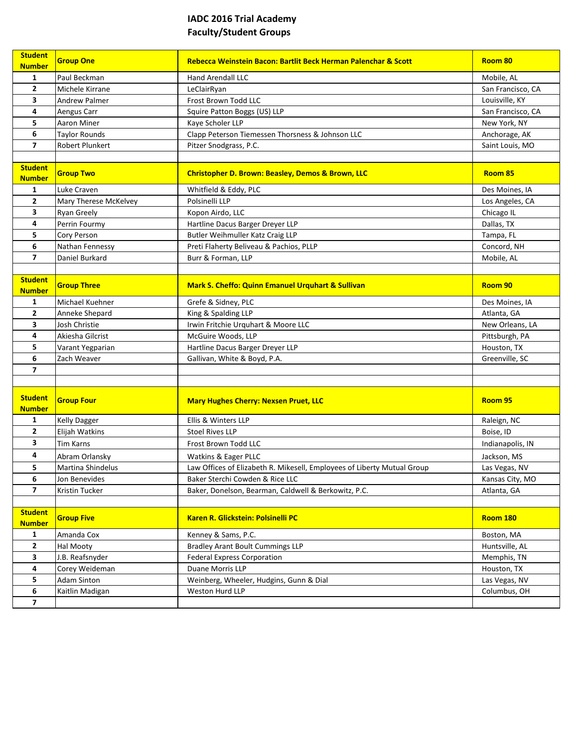# IADC 2016 Trial Academy
## Faculty/Student Groups

| Student Number | Group One | Rebecca Weinstein Bacon: Bartlit Beck Herman Palenchar & Scott | Room 80 |
|---|---|---|---|
| 1 | Paul Beckman | Hand Arendall LLC | Mobile, AL |
| 2 | Michele Kirrane | LeClairRyan | San Francisco, CA |
| 3 | Andrew Palmer | Frost Brown Todd LLC | Louisville, KY |
| 4 | Aengus Carr | Squire Patton Boggs (US) LLP | San Francisco, CA |
| 5 | Aaron Miner | Kaye Scholer LLP | New York, NY |
| 6 | Taylor Rounds | Clapp Peterson Tiemessen Thorsness & Johnson LLC | Anchorage, AK |
| 7 | Robert Plunkert | Pitzer Snodgrass, P.C. | Saint Louis, MO |
| | | | |
| **Student Number** | **Group Two** | **Christopher D. Brown: Beasley, Demos & Brown, LLC** | **Room 85** |
| 1 | Luke Craven | Whitfield & Eddy, PLC | Des Moines, IA |
| 2 | Mary Therese McKelvey | Polsinelli LLP | Los Angeles, CA |
| 3 | Ryan Greely | Kopon Airdo, LLC | Chicago IL |
| 4 | Perrin Fourmy | Hartline Dacus Barger Dreyer LLP | Dallas, TX |
| 5 | Cory Person | Butler Weihmuller Katz Craig LLP | Tampa, FL |
| 6 | Nathan Fennessy | Preti Flaherty Beliveau & Pachios, PLLP | Concord, NH |
| 7 | Daniel Burkard | Burr & Forman, LLP | Mobile, AL |
| | | | |
| **Student Number** | **Group Three** | **Mark S. Cheffo: Quinn Emanuel Urquhart & Sullivan** | **Room 90** |
| 1 | Michael Kuehner | Grefe & Sidney, PLC | Des Moines, IA |
| 2 | Anneke Shepard | King & Spalding LLP | Atlanta, GA |
| 3 | Josh Christie | Irwin Fritchie Urquhart & Moore LLC | New Orleans, LA |
| 4 | Akiesha Gilcrist | McGuire Woods, LLP | Pittsburgh, PA |
| 5 | Varant Yegparian | Hartline Dacus Barger Dreyer LLP | Houston, TX |
| 6 | Zach Weaver | Gallivan, White & Boyd, P.A. | Greenville, SC |
| 7 | | | |
| | | | |
| **Student Number** | **Group Four** | **Mary Hughes Cherry: Nexsen Pruet, LLC** | **Room 95** |
| 1 | Kelly Dagger | Ellis & Winters LLP | Raleigh, NC |
| 2 | Elijah Watkins | Stoel Rives LLP | Boise, ID |
| 3 | Tim Karns | Frost Brown Todd LLC | Indianapolis, IN |
| 4 | Abram Orlansky | Watkins & Eager PLLC | Jackson, MS |
| 5 | Martina Shindelus | Law Offices of Elizabeth R. Mikesell, Employees of Liberty Mutual Group | Las Vegas, NV |
| 6 | Jon Benevides | Baker Sterchi Cowden & Rice LLC | Kansas City, MO |
| 7 | Kristin Tucker | Baker, Donelson, Bearman, Caldwell & Berkowitz, P.C. | Atlanta, GA |
| | | | |
| **Student Number** | **Group Five** | **Karen R. Glickstein: Polsinelli PC** | **Room 180** |
| 1 | Amanda Cox | Kenney & Sams, P.C. | Boston, MA |
| 2 | Hal Mooty | Bradley Arant Boult Cummings LLP | Huntsville, AL |
| 3 | J.B. Reafsnyder | Federal Express Corporation | Memphis, TN |
| 4 | Corey Weideman | Duane Morris LLP | Houston, TX |
| 5 | Adam Sinton | Weinberg, Wheeler, Hudgins, Gunn & Dial | Las Vegas, NV |
| 6 | Kaitlin Madigan | Weston Hurd LLP | Columbus, OH |
| 7 | | | |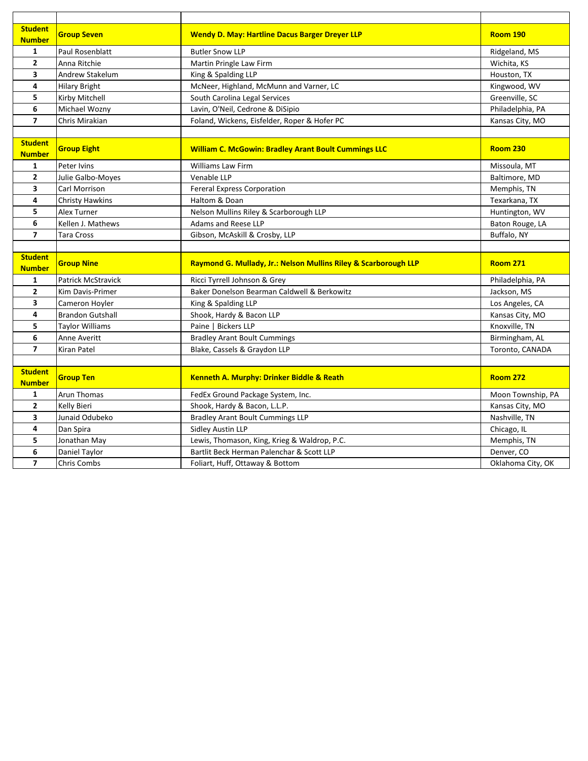| Student Number | Group Seven | Wendy D. May: Hartline Dacus Barger Dreyer LLP | Room 190 |
|---|---|---|---|
| 1 | Paul Rosenblatt | Butler Snow LLP | Ridgeland, MS |
| 2 | Anna Ritchie | Martin Pringle Law Firm | Wichita, KS |
| 3 | Andrew Stakelum | King & Spalding LLP | Houston, TX |
| 4 | Hilary Bright | McNeer, Highland, McMunn and Varner, LC | Kingwood, WV |
| 5 | Kirby Mitchell | South Carolina Legal Services | Greenville, SC |
| 6 | Michael Wozny | Lavin, O'Neil, Cedrone & DiSipio | Philadelphia, PA |
| 7 | Chris Mirakian | Foland, Wickens, Eisfelder, Roper & Hofer PC | Kansas City, MO |

| Student Number | Group Eight | William C. McGowin: Bradley Arant Boult Cummings LLC | Room 230 |
|---|---|---|---|
| 1 | Peter Ivins | Williams Law Firm | Missoula, MT |
| 2 | Julie Galbo-Moyes | Venable LLP | Baltimore, MD |
| 3 | Carl Morrison | Fereral Express Corporation | Memphis, TN |
| 4 | Christy Hawkins | Haltom & Doan | Texarkana, TX |
| 5 | Alex Turner | Nelson Mullins Riley & Scarborough LLP | Huntington, WV |
| 6 | Kellen J. Mathews | Adams and Reese LLP | Baton Rouge, LA |
| 7 | Tara Cross | Gibson, McAskill & Crosby, LLP | Buffalo, NY |

| Student Number | Group Nine | Raymond G. Mullady, Jr.: Nelson Mullins Riley & Scarborough LLP | Room 271 |
|---|---|---|---|
| 1 | Patrick McStravick | Ricci Tyrrell Johnson & Grey | Philadelphia, PA |
| 2 | Kim Davis-Primer | Baker Donelson Bearman Caldwell & Berkowitz | Jackson, MS |
| 3 | Cameron Hoyler | King & Spalding LLP | Los Angeles, CA |
| 4 | Brandon Gutshall | Shook, Hardy & Bacon LLP | Kansas City, MO |
| 5 | Taylor Williams | Paine \| Bickers LLP | Knoxville, TN |
| 6 | Anne Averitt | Bradley Arant Boult Cummings | Birmingham, AL |
| 7 | Kiran Patel | Blake, Cassels & Graydon LLP | Toronto, CANADA |

| Student Number | Group Ten | Kenneth A. Murphy: Drinker Biddle & Reath | Room 272 |
|---|---|---|---|
| 1 | Arun Thomas | FedEx Ground Package System, Inc. | Moon Township, PA |
| 2 | Kelly Bieri | Shook, Hardy & Bacon, L.L.P. | Kansas City, MO |
| 3 | Junaid Odubeko | Bradley Arant Boult Cummings LLP | Nashville, TN |
| 4 | Dan Spira | Sidley Austin LLP | Chicago, IL |
| 5 | Jonathan May | Lewis, Thomason, King, Krieg & Waldrop, P.C. | Memphis, TN |
| 6 | Daniel Taylor | Bartlit Beck Herman Palenchar & Scott LLP | Denver, CO |
| 7 | Chris Combs | Foliart, Huff, Ottaway & Bottom | Oklahoma City, OK |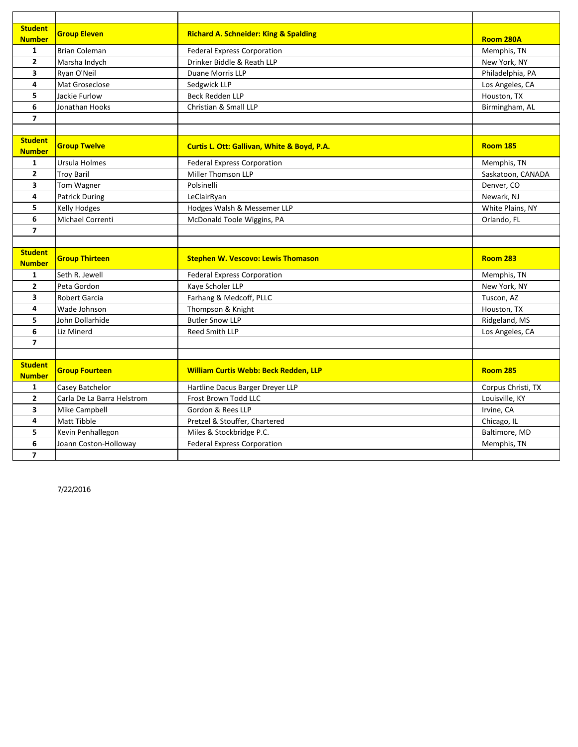| | | | |
|---|---|---|---|
| **Student Number** | **Group Eleven** | **Richard A. Schneider: King & Spalding** | **Room 280A** |
| 1 | Brian Coleman | Federal Express Corporation | Memphis, TN |
| 2 | Marsha Indych | Drinker Biddle & Reath LLP | New York, NY |
| 3 | Ryan O'Neil | Duane Morris LLP | Philadelphia, PA |
| 4 | Mat Groseclose | Sedgwick LLP | Los Angeles, CA |
| 5 | Jackie Furlow | Beck Redden LLP | Houston, TX |
| 6 | Jonathan Hooks | Christian & Small LLP | Birmingham, AL |
| 7 | | | |
| | | | |
| **Student Number** | **Group Twelve** | **Curtis L. Ott: Gallivan, White & Boyd, P.A.** | **Room 185** |
| 1 | Ursula Holmes | Federal Express Corporation | Memphis, TN |
| 2 | Troy Baril | Miller Thomson LLP | Saskatoon, CANADA |
| 3 | Tom Wagner | Polsinelli | Denver, CO |
| 4 | Patrick During | LeClairRyan | Newark, NJ |
| 5 | Kelly Hodges | Hodges Walsh & Messemer LLP | White Plains, NY |
| 6 | Michael Correnti | McDonald Toole Wiggins, PA | Orlando, FL |
| 7 | | | |
| | | | |
| **Student Number** | **Group Thirteen** | **Stephen W. Vescovo: Lewis Thomason** | **Room 283** |
| 1 | Seth R. Jewell | Federal Express Corporation | Memphis, TN |
| 2 | Peta Gordon | Kaye Scholer LLP | New York, NY |
| 3 | Robert Garcia | Farhang & Medcoff, PLLC | Tuscon, AZ |
| 4 | Wade Johnson | Thompson & Knight | Houston, TX |
| 5 | John Dollarhide | Butler Snow LLP | Ridgeland, MS |
| 6 | Liz Minerd | Reed Smith LLP | Los Angeles, CA |
| 7 | | | |
| | | | |
| **Student Number** | **Group Fourteen** | **William Curtis Webb: Beck Redden, LLP** | **Room 285** |
| 1 | Casey Batchelor | Hartline Dacus Barger Dreyer LLP | Corpus Christi, TX |
| 2 | Carla De La Barra Helstrom | Frost Brown Todd LLC | Louisville, KY |
| 3 | Mike Campbell | Gordon & Rees LLP | Irvine, CA |
| 4 | Matt Tibble | Pretzel & Stouffer, Chartered | Chicago, IL |
| 5 | Kevin Penhallegon | Miles & Stockbridge P.C. | Baltimore, MD |
| 6 | Joann Coston-Holloway | Federal Express Corporation | Memphis, TN |
| 7 | | | |

7/22/2016